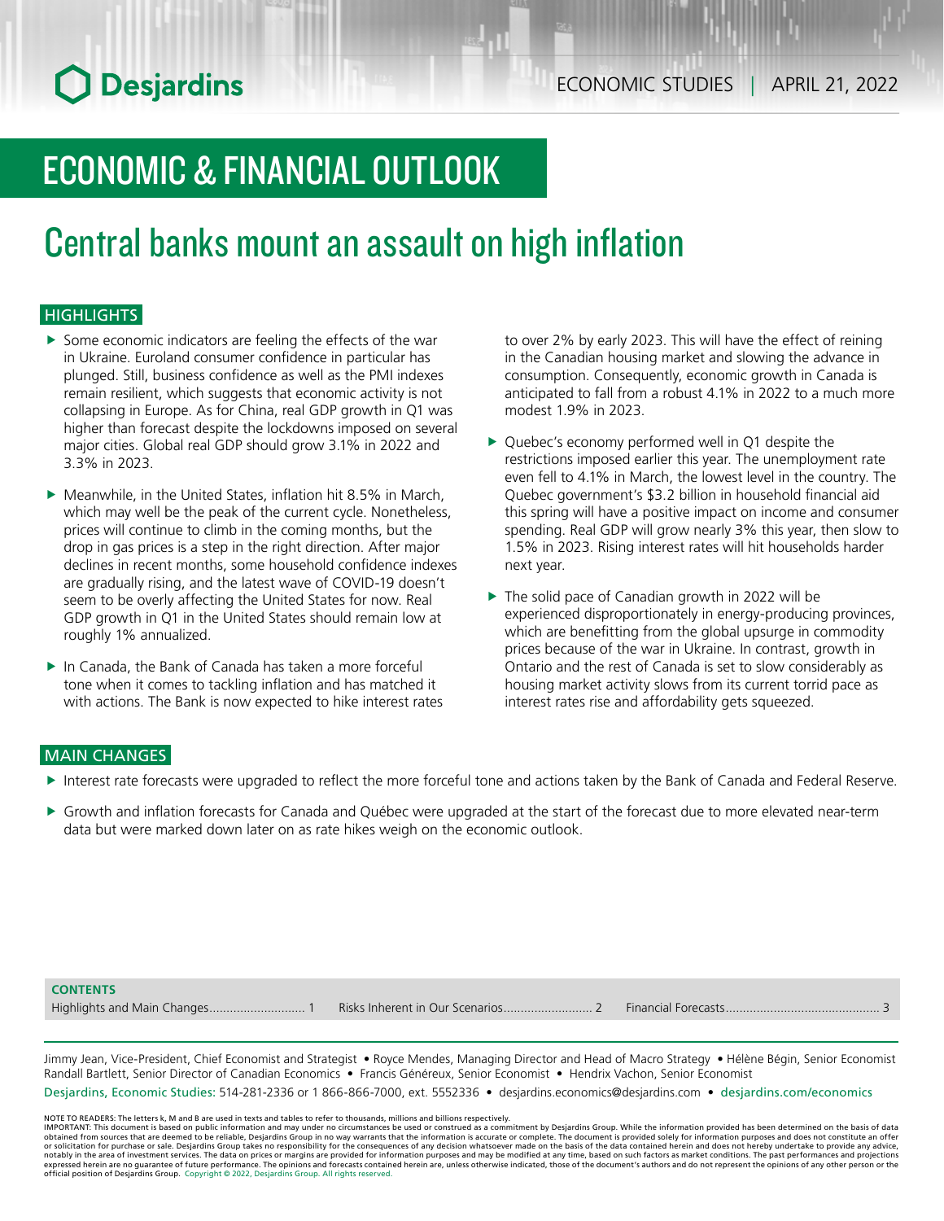Desjardins

ECONOMIC STUDIES | APRIL 21, 2022

# ECONOMIC & FINANCIAL OUTLOOK

## Central banks mount an assault on high inflation

### HIGHLIGHTS

- Some economic indicators are feeling the effects of the war in Ukraine. Euroland consumer confidence in particular has plunged. Still, business confidence as well as the PMI indexes remain resilient, which suggests that economic activity is not collapsing in Europe. As for China, real GDP growth in Q1 was higher than forecast despite the lockdowns imposed on several major cities. Global real GDP should grow 3.1% in 2022 and 3.3% in 2023.
- Meanwhile, in the United States, inflation hit 8.5% in March, which may well be the peak of the current cycle. Nonetheless, prices will continue to climb in the coming months, but the drop in gas prices is a step in the right direction. After major declines in recent months, some household confidence indexes are gradually rising, and the latest wave of COVID-19 doesn't seem to be overly affecting the United States for now. Real GDP growth in Q1 in the United States should remain low at roughly 1% annualized.
- In Canada, the Bank of Canada has taken a more forceful tone when it comes to tackling inflation and has matched it with actions. The Bank is now expected to hike interest rates to over 2% by early 2023. This will have the effect of reining in the Canadian housing market and slowing the advance in consumption. Consequently, economic growth in Canada is anticipated to fall from a robust 4.1% in 2022 to a much more modest 1.9% in 2023.
- Quebec's economy performed well in Q1 despite the restrictions imposed earlier this year. The unemployment rate even fell to 4.1% in March, the lowest level in the country. The Quebec government's $3.2 billion in household financial aid this spring will have a positive impact on income and consumer spending. Real GDP will grow nearly 3% this year, then slow to 1.5% in 2023. Rising interest rates will hit households harder next year.
- The solid pace of Canadian growth in 2022 will be experienced disproportionately in energy-producing provinces, which are benefitting from the global upsurge in commodity prices because of the war in Ukraine. In contrast, growth in Ontario and the rest of Canada is set to slow considerably as housing market activity slows from its current torrid pace as interest rates rise and affordability gets squeezed.

### MAIN CHANGES

- Interest rate forecasts were upgraded to reflect the more forceful tone and actions taken by the Bank of Canada and Federal Reserve.
- Growth and inflation forecasts for Canada and Québec were upgraded at the start of the forecast due to more elevated near-term data but were marked down later on as rate hikes weigh on the economic outlook.

**CONTENTS**

Highlights and Main Changes........................... 1
Risks Inherent in Our Scenarios......................... 2
Financial Forecasts........................................... 3

Jimmy Jean, Vice-President, Chief Economist and Strategist • Royce Mendes, Managing Director and Head of Macro Strategy • Hélène Bégin, Senior Economist
Randall Bartlett, Senior Director of Canadian Economics • Francis Généreux, Senior Economist • Hendrix Vachon, Senior Economist

Desjardins, Economic Studies: 514-281-2336 or 1 866-866-7000, ext. 5552336 • desjardins.economics@desjardins.com • desjardins.com/economics

NOTE TO READERS: The letters k, M and B are used in texts and tables to refer to thousands, millions and billions respectively.
IMPORTANT: This document is based on public information and may under no circumstances be used or construed as a commitment by Desjardins Group. While the information provided has been determined on the basis of data obtained from sources that are deemed to be reliable, Desjardins Group in no way warrants that the information is accurate or complete. The document is provided solely for information purposes and does not constitute an offer or solicitation for purchase or sale. Desjardins Group takes no responsibility for the consequences of any decision whatsoever made on the basis of the data contained herein and does not hereby undertake to provide any advice, notably in the area of investment services. The data on prices or margins are provided for information purposes and may be modified at any time, based on such factors as market conditions. The past performances and projections expressed herein are no guarantee of future performance. The opinions and forecasts contained herein are, unless otherwise indicated, those of the document's authors and do not represent the opinions of any other person or the official position of Desjardins Group. Copyright © 2022, Desjardins Group. All rights reserved.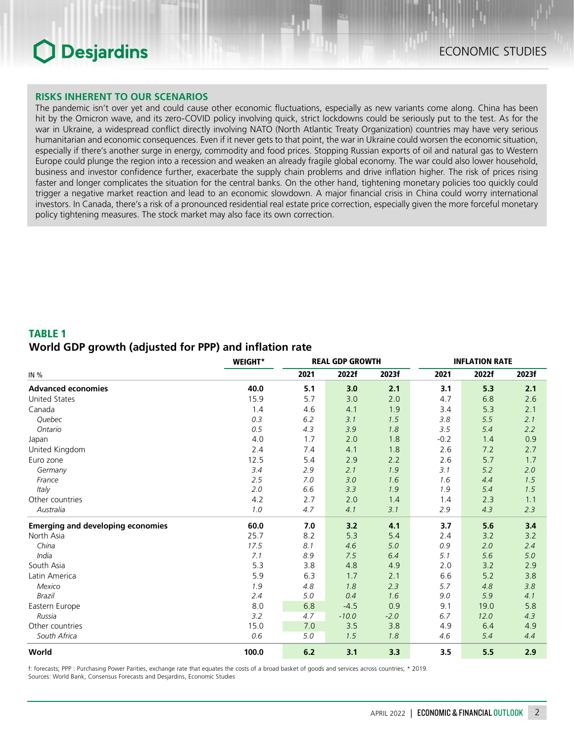## RISKS INHERENT TO OUR SCENARIOS

The pandemic isn't over yet and could cause other economic fluctuations, especially as new variants come along. China has been hit by the Omicron wave, and its zero-COVID policy involving quick, strict lockdowns could be seriously put to the test. As for the war in Ukraine, a widespread conflict directly involving NATO (North Atlantic Treaty Organization) countries may have very serious humanitarian and economic consequences. Even if it never gets to that point, the war in Ukraine could worsen the economic situation, especially if there's another surge in energy, commodity and food prices. Stopping Russian exports of oil and natural gas to Western Europe could plunge the region into a recession and weaken an already fragile global economy. The war could also lower household, business and investor confidence further, exacerbate the supply chain problems and drive inflation higher. The risk of prices rising faster and longer complicates the situation for the central banks. On the other hand, tightening monetary policies too quickly could trigger a negative market reaction and lead to an economic slowdown. A major financial crisis in China could worry international investors. In Canada, there's a risk of a pronounced residential real estate price correction, especially given the more forceful monetary policy tightening measures. The stock market may also face its own correction.

## TABLE 1

### World GDP growth (adjusted for PPP) and inflation rate

| IN % | WEIGHT* | REAL GDP GROWTH | | | INFLATION RATE | | |
|---|---|---|---|---|---|---|---|
| | | 2021 | 2022f | 2023f | 2021 | 2022f | 2023f |
| **Advanced economies** | **40.0** | **5.1** | **3.0** | **2.1** | **3.1** | **5.3** | **2.1** |
| United States | 15.9 | 5.7 | 3.0 | 2.0 | 4.7 | 6.8 | 2.6 |
| Canada | 1.4 | 4.6 | 4.1 | 1.9 | 3.4 | 5.3 | 2.1 |
| *Quebec* | *0.3* | *6.2* | *3.1* | *1.5* | *3.8* | *5.5* | *2.1* |
| *Ontario* | *0.5* | *4.3* | *3.9* | *1.8* | *3.5* | *5.4* | *2.2* |
| Japan | 4.0 | 1.7 | 2.0 | 1.8 | -0.2 | 1.4 | 0.9 |
| United Kingdom | 2.4 | 7.4 | 4.1 | 1.8 | 2.6 | 7.2 | 2.7 |
| Euro zone | 12.5 | 5.4 | 2.9 | 2.2 | 2.6 | 5.7 | 1.7 |
| *Germany* | *3.4* | *2.9* | *2.1* | *1.9* | *3.1* | *5.2* | *2.0* |
| *France* | *2.5* | *7.0* | *3.0* | *1.6* | *1.6* | *4.4* | *1.5* |
| *Italy* | *2.0* | *6.6* | *3.3* | *1.9* | *1.9* | *5.4* | *1.5* |
| Other countries | 4.2 | 2.7 | 2.0 | 1.4 | 1.4 | 2.3 | 1.1 |
| *Australia* | *1.0* | *4.7* | *4.1* | *3.1* | *2.9* | *4.3* | *2.3* |
| **Emerging and developing economies** | **60.0** | **7.0** | **3.2** | **4.1** | **3.7** | **5.6** | **3.4** |
| North Asia | 25.7 | 8.2 | 5.3 | 5.4 | 2.4 | 3.2 | 3.2 |
| *China* | *17.5* | *8.1* | *4.6* | *5.0* | *0.9* | *2.0* | *2.4* |
| *India* | *7.1* | *8.9* | *7.5* | *6.4* | *5.1* | *5.6* | *5.0* |
| South Asia | 5.3 | 3.8 | 4.8 | 4.9 | 2.0 | 3.2 | 2.9 |
| Latin America | 5.9 | 6.3 | 1.7 | 2.1 | 6.6 | 5.2 | 3.8 |
| *Mexico* | *1.9* | *4.8* | *1.8* | *2.3* | *5.7* | *4.8* | *3.8* |
| *Brazil* | *2.4* | *5.0* | *0.4* | *1.6* | *9.0* | *5.9* | *4.1* |
| Eastern Europe | 8.0 | 6.8 | -4.5 | 0.9 | 9.1 | 19.0 | 5.8 |
| *Russia* | *3.2* | *4.7* | *-10.0* | *-2.0* | *6.7* | *12.0* | *4.3* |
| Other countries | 15.0 | 7.0 | 3.5 | 3.8 | 4.9 | 6.4 | 4.9 |
| *South Africa* | *0.6* | *5.0* | *1.5* | *1.8* | *4.6* | *5.4* | *4.4* |
| **World** | **100.0** | **6.2** | **3.1** | **3.3** | **3.5** | **5.5** | **2.9** |

f: forecasts; PPP : Purchasing Power Parities, exchange rate that equates the costs of a broad basket of goods and services across countries; * 2019.
Sources: World Bank, Consensus Forecasts and Desjardins, Economic Studies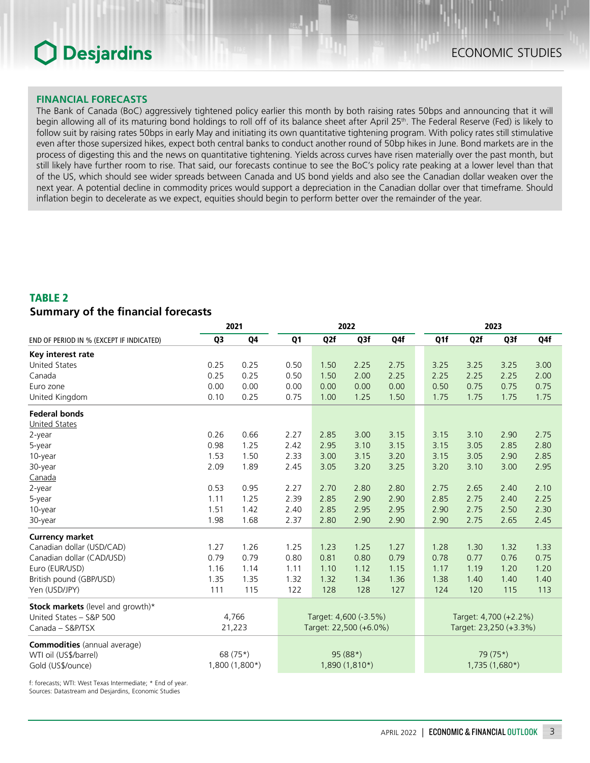## FINANCIAL FORECASTS

The Bank of Canada (BoC) aggressively tightened policy earlier this month by both raising rates 50bps and announcing that it will begin allowing all of its maturing bond holdings to roll off of its balance sheet after April 25th. The Federal Reserve (Fed) is likely to follow suit by raising rates 50bps in early May and initiating its own quantitative tightening program. With policy rates still stimulative even after those supersized hikes, expect both central banks to conduct another round of 50bp hikes in June. Bond markets are in the process of digesting this and the news on quantitative tightening. Yields across curves have risen materially over the past month, but still likely have further room to rise. That said, our forecasts continue to see the BoC's policy rate peaking at a lower level than that of the US, which should see wider spreads between Canada and US bond yields and also see the Canadian dollar weaken over the next year. A potential decline in commodity prices would support a depreciation in the Canadian dollar over that timeframe. Should inflation begin to decelerate as we expect, equities should begin to perform better over the remainder of the year.

### TABLE 2
### Summary of the financial forecasts

| | 2021 | | 2022 | | | | 2023 | | | |
|---|---|---|---|---|---|---|---|---|---|---|
| END OF PERIOD IN % (EXCEPT IF INDICATED) | Q3 | Q4 | Q1 | Q2f | Q3f | Q4f | Q1f | Q2f | Q3f | Q4f |
| **Key interest rate** | | | | | | | | | | |
| United States | 0.25 | 0.25 | 0.50 | 1.50 | 2.25 | 2.75 | 3.25 | 3.25 | 3.25 | 3.00 |
| Canada | 0.25 | 0.25 | 0.50 | 1.50 | 2.00 | 2.25 | 2.25 | 2.25 | 2.25 | 2.00 |
| Euro zone | 0.00 | 0.00 | 0.00 | 0.00 | 0.00 | 0.00 | 0.50 | 0.75 | 0.75 | 0.75 |
| United Kingdom | 0.10 | 0.25 | 0.75 | 1.00 | 1.25 | 1.50 | 1.75 | 1.75 | 1.75 | 1.75 |
| **Federal bonds** | | | | | | | | | | |
| United States | | | | | | | | | | |
| 2-year | 0.26 | 0.66 | 2.27 | 2.85 | 3.00 | 3.15 | 3.15 | 3.10 | 2.90 | 2.75 |
| 5-year | 0.98 | 1.25 | 2.42 | 2.95 | 3.10 | 3.15 | 3.15 | 3.05 | 2.85 | 2.80 |
| 10-year | 1.53 | 1.50 | 2.33 | 3.00 | 3.15 | 3.20 | 3.15 | 3.05 | 2.90 | 2.85 |
| 30-year | 2.09 | 1.89 | 2.45 | 3.05 | 3.20 | 3.25 | 3.20 | 3.10 | 3.00 | 2.95 |
| Canada | | | | | | | | | | |
| 2-year | 0.53 | 0.95 | 2.27 | 2.70 | 2.80 | 2.80 | 2.75 | 2.65 | 2.40 | 2.10 |
| 5-year | 1.11 | 1.25 | 2.39 | 2.85 | 2.90 | 2.90 | 2.85 | 2.75 | 2.40 | 2.25 |
| 10-year | 1.51 | 1.42 | 2.40 | 2.85 | 2.95 | 2.95 | 2.90 | 2.75 | 2.50 | 2.30 |
| 30-year | 1.98 | 1.68 | 2.37 | 2.80 | 2.90 | 2.90 | 2.90 | 2.75 | 2.65 | 2.45 |
| **Currency market** | | | | | | | | | | |
| Canadian dollar (USD/CAD) | 1.27 | 1.26 | 1.25 | 1.23 | 1.25 | 1.27 | 1.28 | 1.30 | 1.32 | 1.33 |
| Canadian dollar (CAD/USD) | 0.79 | 0.79 | 0.80 | 0.81 | 0.80 | 0.79 | 0.78 | 0.77 | 0.76 | 0.75 |
| Euro (EUR/USD) | 1.16 | 1.14 | 1.11 | 1.10 | 1.12 | 1.15 | 1.17 | 1.19 | 1.20 | 1.20 |
| British pound (GBP/USD) | 1.35 | 1.35 | 1.32 | 1.32 | 1.34 | 1.36 | 1.38 | 1.40 | 1.40 | 1.40 |
| Yen (USD/JPY) | 111 | 115 | 122 | 128 | 128 | 127 | 124 | 120 | 115 | 113 |
| **Stock markets** (level and growth)* | | | | | | | | | | |
| United States – S&P 500 | 4,766 | | Target: 4,600 (-3.5%) | | | | Target: 4,700 (+2.2%) | | | |
| Canada – S&P/TSX | 21,223 | | Target: 22,500 (+6.0%) | | | | Target: 23,250 (+3.3%) | | | |
| **Commodities** (annual average) | | | | | | | | | | |
| WTI oil (US$/barrel) | 68 (75*) | | 95 (88*) | | | | 79 (75*) | | | |
| Gold (US$/ounce) | 1,800 (1,800*) | | 1,890 (1,810*) | | | | 1,735 (1,680*) | | | |

f: forecasts; WTI: West Texas Intermediate; * End of year.
Sources: Datastream and Desjardins, Economic Studies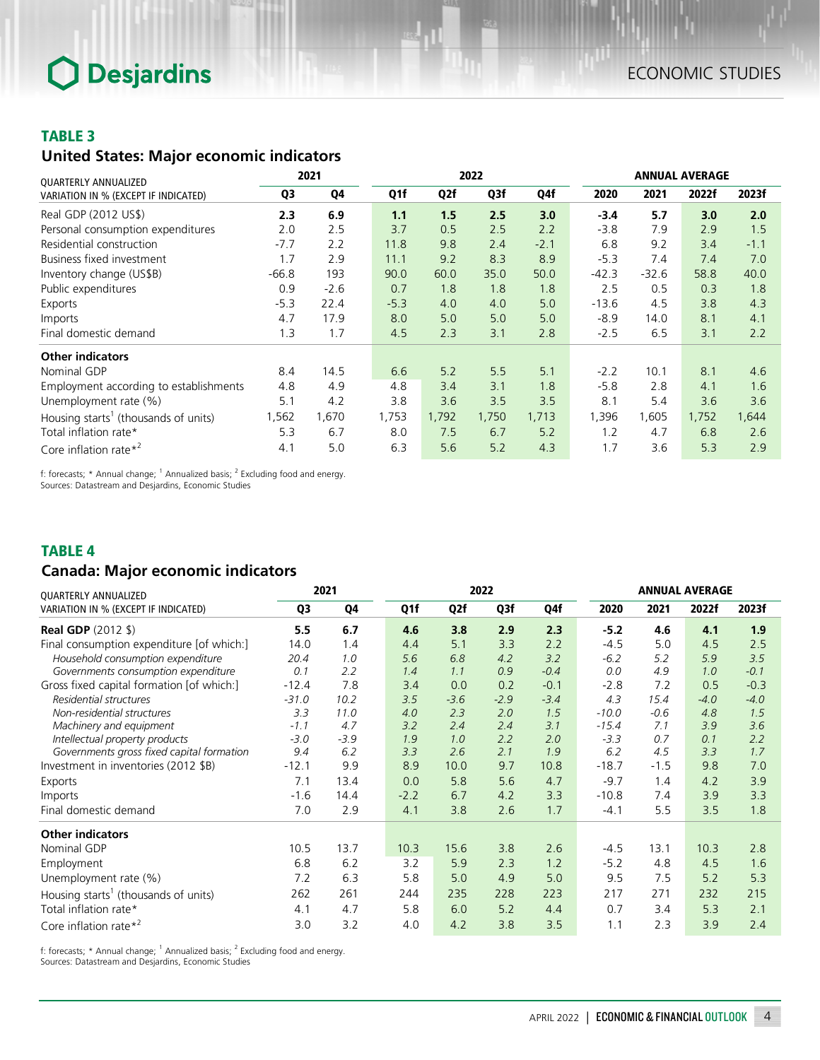## TABLE 3
### United States: Major economic indicators

| QUARTERLY ANNUALIZED VARIATION IN % (EXCEPT IF INDICATED) | 2021 | | 2022 | | | | ANNUAL AVERAGE | | | |
|---|---|---|---|---|---|---|---|---|---|---|
| | Q3 | Q4 | Q1f | Q2f | Q3f | Q4f | 2020 | 2021 | 2022f | 2023f |
| Real GDP (2012 US$) | **2.3** | **6.9** | **1.1** | **1.5** | **2.5** | **3.0** | **-3.4** | **5.7** | **3.0** | **2.0** |
| Personal consumption expenditures | 2.0 | 2.5 | 3.7 | 0.5 | 2.5 | 2.2 | -3.8 | 7.9 | 2.9 | 1.5 |
| Residential construction | -7.7 | 2.2 | 11.8 | 9.8 | 2.4 | -2.1 | 6.8 | 9.2 | 3.4 | -1.1 |
| Business fixed investment | 1.7 | 2.9 | 11.1 | 9.2 | 8.3 | 8.9 | -5.3 | 7.4 | 7.4 | 7.0 |
| Inventory change (US$B) | -66.8 | 193 | 90.0 | 60.0 | 35.0 | 50.0 | -42.3 | -32.6 | 58.8 | 40.0 |
| Public expenditures | 0.9 | -2.6 | 0.7 | 1.8 | 1.8 | 1.8 | 2.5 | 0.5 | 0.3 | 1.8 |
| Exports | -5.3 | 22.4 | -5.3 | 4.0 | 4.0 | 5.0 | -13.6 | 4.5 | 3.8 | 4.3 |
| Imports | 4.7 | 17.9 | 8.0 | 5.0 | 5.0 | 5.0 | -8.9 | 14.0 | 8.1 | 4.1 |
| Final domestic demand | 1.3 | 1.7 | 4.5 | 2.3 | 3.1 | 2.8 | -2.5 | 6.5 | 3.1 | 2.2 |
| **Other indicators** | | | | | | | | | | |
| Nominal GDP | 8.4 | 14.5 | 6.6 | 5.2 | 5.5 | 5.1 | -2.2 | 10.1 | 8.1 | 4.6 |
| Employment according to establishments | 4.8 | 4.9 | 4.8 | 3.4 | 3.1 | 1.8 | -5.8 | 2.8 | 4.1 | 1.6 |
| Unemployment rate (%) | 5.1 | 4.2 | 3.8 | 3.6 | 3.5 | 3.5 | 8.1 | 5.4 | 3.6 | 3.6 |
| Housing starts[1] (thousands of units) | 1,562 | 1,670 | 1,753 | 1,792 | 1,750 | 1,713 | 1,396 | 1,605 | 1,752 | 1,644 |
| Total inflation rate* | 5.3 | 6.7 | 8.0 | 7.5 | 6.7 | 5.2 | 1.2 | 4.7 | 6.8 | 2.6 |
| Core inflation rate*[2] | 4.1 | 5.0 | 6.3 | 5.6 | 5.2 | 4.3 | 1.7 | 3.6 | 5.3 | 2.9 |

f: forecasts; * Annual change; [1] Annualized basis; [2] Excluding food and energy.
Sources: Datastream and Desjardins, Economic Studies

## TABLE 4
### Canada: Major economic indicators

| QUARTERLY ANNUALIZED VARIATION IN % (EXCEPT IF INDICATED) | 2021 | | 2022 | | | | ANNUAL AVERAGE | | | |
|---|---|---|---|---|---|---|---|---|---|---|
| | Q3 | Q4 | Q1f | Q2f | Q3f | Q4f | 2020 | 2021 | 2022f | 2023f |
| **Real GDP** (2012 $) | **5.5** | **6.7** | **4.6** | **3.8** | **2.9** | **2.3** | **-5.2** | **4.6** | **4.1** | **1.9** |
| Final consumption expenditure [of which:] | 14.0 | 1.4 | 4.4 | 5.1 | 3.3 | 2.2 | -4.5 | 5.0 | 4.5 | 2.5 |
| *Household consumption expenditure* | *20.4* | *1.0* | *5.6* | *6.8* | *4.2* | *3.2* | *-6.2* | *5.2* | *5.9* | *3.5* |
| *Governments consumption expenditure* | *0.1* | *2.2* | *1.4* | *1.1* | *0.9* | *-0.4* | *0.0* | *4.9* | *1.0* | *-0.1* |
| Gross fixed capital formation [of which:] | -12.4 | 7.8 | 3.4 | 0.0 | 0.2 | -0.1 | -2.8 | 7.2 | 0.5 | -0.3 |
| *Residential structures* | *-31.0* | *10.2* | *3.5* | *-3.6* | *-2.9* | *-3.4* | *4.3* | *15.4* | *-4.0* | *-4.0* |
| *Non-residential structures* | *3.3* | *11.0* | *4.0* | *2.3* | *2.0* | *1.5* | *-10.0* | *-0.6* | *4.8* | *1.5* |
| *Machinery and equipment* | *-1.1* | *4.7* | *3.2* | *2.4* | *2.4* | *3.1* | *-15.4* | *7.1* | *3.9* | *3.6* |
| *Intellectual property products* | *-3.0* | *-3.9* | *1.9* | *1.0* | *2.2* | *2.0* | *-3.3* | *0.7* | *0.1* | *2.2* |
| *Governments gross fixed capital formation* | *9.4* | *6.2* | *3.3* | *2.6* | *2.1* | *1.9* | *6.2* | *4.5* | *3.3* | *1.7* |
| Investment in inventories (2012 $B) | -12.1 | 9.9 | 8.9 | 10.0 | 9.7 | 10.8 | -18.7 | -1.5 | 9.8 | 7.0 |
| Exports | 7.1 | 13.4 | 0.0 | 5.8 | 5.6 | 4.7 | -9.7 | 1.4 | 4.2 | 3.9 |
| Imports | -1.6 | 14.4 | -2.2 | 6.7 | 4.2 | 3.3 | -10.8 | 7.4 | 3.9 | 3.3 |
| Final domestic demand | 7.0 | 2.9 | 4.1 | 3.8 | 2.6 | 1.7 | -4.1 | 5.5 | 3.5 | 1.8 |
| **Other indicators** | | | | | | | | | | |
| Nominal GDP | 10.5 | 13.7 | 10.3 | 15.6 | 3.8 | 2.6 | -4.5 | 13.1 | 10.3 | 2.8 |
| Employment | 6.8 | 6.2 | 3.2 | 5.9 | 2.3 | 1.2 | -5.2 | 4.8 | 4.5 | 1.6 |
| Unemployment rate (%) | 7.2 | 6.3 | 5.8 | 5.0 | 4.9 | 5.0 | 9.5 | 7.5 | 5.2 | 5.3 |
| Housing starts[1] (thousands of units) | 262 | 261 | 244 | 235 | 228 | 223 | 217 | 271 | 232 | 215 |
| Total inflation rate* | 4.1 | 4.7 | 5.8 | 6.0 | 5.2 | 4.4 | 0.7 | 3.4 | 5.3 | 2.1 |
| Core inflation rate*[2] | 3.0 | 3.2 | 4.0 | 4.2 | 3.8 | 3.5 | 1.1 | 2.3 | 3.9 | 2.4 |

f: forecasts; * Annual change; [1] Annualized basis; [2] Excluding food and energy.
Sources: Datastream and Desjardins, Economic Studies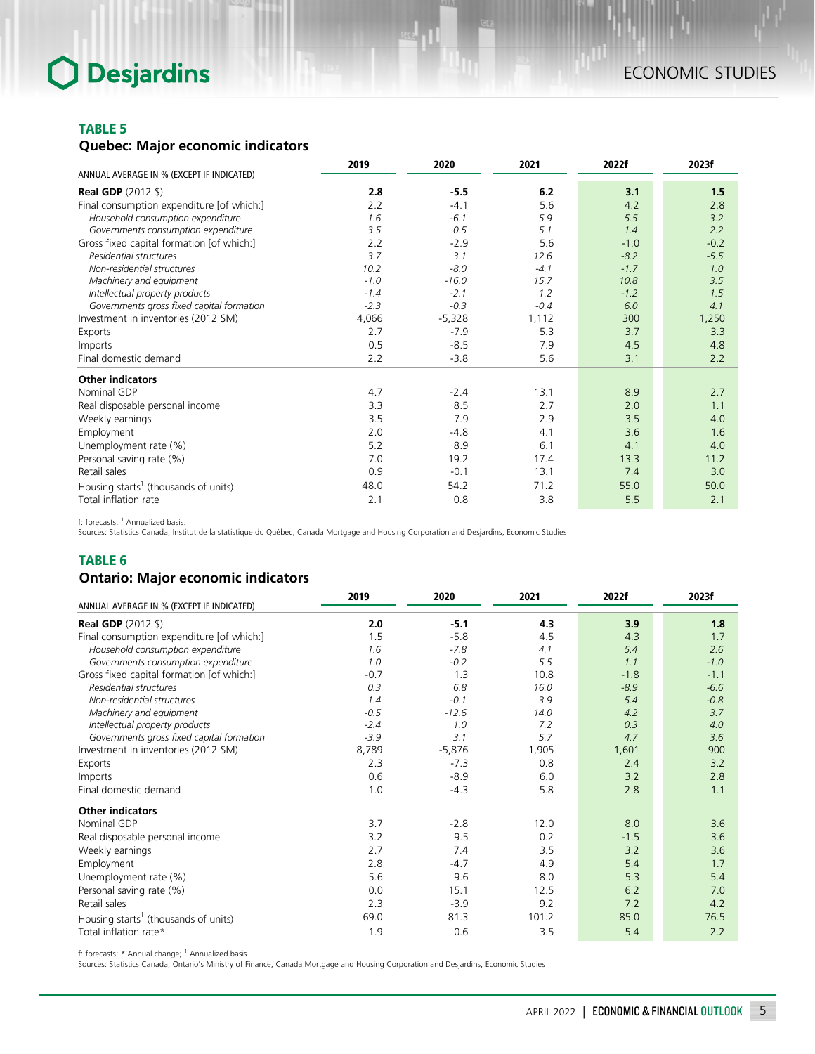### TABLE 5

#### Quebec: Major economic indicators

| ANNUAL AVERAGE IN % (EXCEPT IF INDICATED) | 2019 | 2020 | 2021 | 2022f | 2023f |
|---|---|---|---|---|---|
| **Real GDP** (2012 $) | **2.8** | **-5.5** | **6.2** | **3.1** | **1.5** |
| Final consumption expenditure [of which:] | 2.2 | -4.1 | 5.6 | 4.2 | 2.8 |
| *Household consumption expenditure* | *1.6* | *-6.1* | *5.9* | *5.5* | *3.2* |
| *Governments consumption expenditure* | *3.5* | *0.5* | *5.1* | *1.4* | *2.2* |
| Gross fixed capital formation [of which:] | 2.2 | -2.9 | 5.6 | -1.0 | -0.2 |
| *Residential structures* | *3.7* | *3.1* | *12.6* | *-8.2* | *-5.5* |
| *Non-residential structures* | *10.2* | *-8.0* | *-4.1* | *-1.7* | *1.0* |
| *Machinery and equipment* | *-1.0* | *-16.0* | *15.7* | *10.8* | *3.5* |
| *Intellectual property products* | *-1.4* | *-2.1* | *1.2* | *-1.2* | *1.5* |
| *Governments gross fixed capital formation* | *-2.3* | *-0.3* | *-0.4* | *6.0* | *4.1* |
| Investment in inventories (2012 $M) | 4,066 | -5,328 | 1,112 | 300 | 1,250 |
| Exports | 2.7 | -7.9 | 5.3 | 3.7 | 3.3 |
| Imports | 0.5 | -8.5 | 7.9 | 4.5 | 4.8 |
| Final domestic demand | 2.2 | -3.8 | 5.6 | 3.1 | 2.2 |
| **Other indicators** | | | | | |
| Nominal GDP | 4.7 | -2.4 | 13.1 | 8.9 | 2.7 |
| Real disposable personal income | 3.3 | 8.5 | 2.7 | 2.0 | 1.1 |
| Weekly earnings | 3.5 | 7.9 | 2.9 | 3.5 | 4.0 |
| Employment | 2.0 | -4.8 | 4.1 | 3.6 | 1.6 |
| Unemployment rate (%) | 5.2 | 8.9 | 6.1 | 4.1 | 4.0 |
| Personal saving rate (%) | 7.0 | 19.2 | 17.4 | 13.3 | 11.2 |
| Retail sales | 0.9 | -0.1 | 13.1 | 7.4 | 3.0 |
| Housing starts[1] (thousands of units) | 48.0 | 54.2 | 71.2 | 55.0 | 50.0 |
| Total inflation rate | 2.1 | 0.8 | 3.8 | 5.5 | 2.1 |

f: forecasts; [1] Annualized basis.
Sources: Statistics Canada, Institut de la statistique du Québec, Canada Mortgage and Housing Corporation and Desjardins, Economic Studies

### TABLE 6

#### Ontario: Major economic indicators

| ANNUAL AVERAGE IN % (EXCEPT IF INDICATED) | 2019 | 2020 | 2021 | 2022f | 2023f |
|---|---|---|---|---|---|
| **Real GDP** (2012 $) | **2.0** | **-5.1** | **4.3** | **3.9** | **1.8** |
| Final consumption expenditure [of which:] | 1.5 | -5.8 | 4.5 | 4.3 | 1.7 |
| *Household consumption expenditure* | *1.6* | *-7.8* | *4.1* | *5.4* | *2.6* |
| *Governments consumption expenditure* | *1.0* | *-0.2* | *5.5* | *1.1* | *-1.0* |
| Gross fixed capital formation [of which:] | -0.7 | 1.3 | 10.8 | -1.8 | -1.1 |
| *Residential structures* | *0.3* | *6.8* | *16.0* | *-8.9* | *-6.6* |
| *Non-residential structures* | *1.4* | *-0.1* | *3.9* | *5.4* | *-0.8* |
| *Machinery and equipment* | *-0.5* | *-12.6* | *14.0* | *4.2* | *3.7* |
| *Intellectual property products* | *-2.4* | *1.0* | *7.2* | *0.3* | *4.0* |
| *Governments gross fixed capital formation* | *-3.9* | *3.1* | *5.7* | *4.7* | *3.6* |
| Investment in inventories (2012 $M) | 8,789 | -5,876 | 1,905 | 1,601 | 900 |
| Exports | 2.3 | -7.3 | 0.8 | 2.4 | 3.2 |
| Imports | 0.6 | -8.9 | 6.0 | 3.2 | 2.8 |
| Final domestic demand | 1.0 | -4.3 | 5.8 | 2.8 | 1.1 |
| **Other indicators** | | | | | |
| Nominal GDP | 3.7 | -2.8 | 12.0 | 8.0 | 3.6 |
| Real disposable personal income | 3.2 | 9.5 | 0.2 | -1.5 | 3.6 |
| Weekly earnings | 2.7 | 7.4 | 3.5 | 3.2 | 3.6 |
| Employment | 2.8 | -4.7 | 4.9 | 5.4 | 1.7 |
| Unemployment rate (%) | 5.6 | 9.6 | 8.0 | 5.3 | 5.4 |
| Personal saving rate (%) | 0.0 | 15.1 | 12.5 | 6.2 | 7.0 |
| Retail sales | 2.3 | -3.9 | 9.2 | 7.2 | 4.2 |
| Housing starts[1] (thousands of units) | 69.0 | 81.3 | 101.2 | 85.0 | 76.5 |
| Total inflation rate* | 1.9 | 0.6 | 3.5 | 5.4 | 2.2 |

f: forecasts; * Annual change; [1] Annualized basis.
Sources: Statistics Canada, Ontario's Ministry of Finance, Canada Mortgage and Housing Corporation and Desjardins, Economic Studies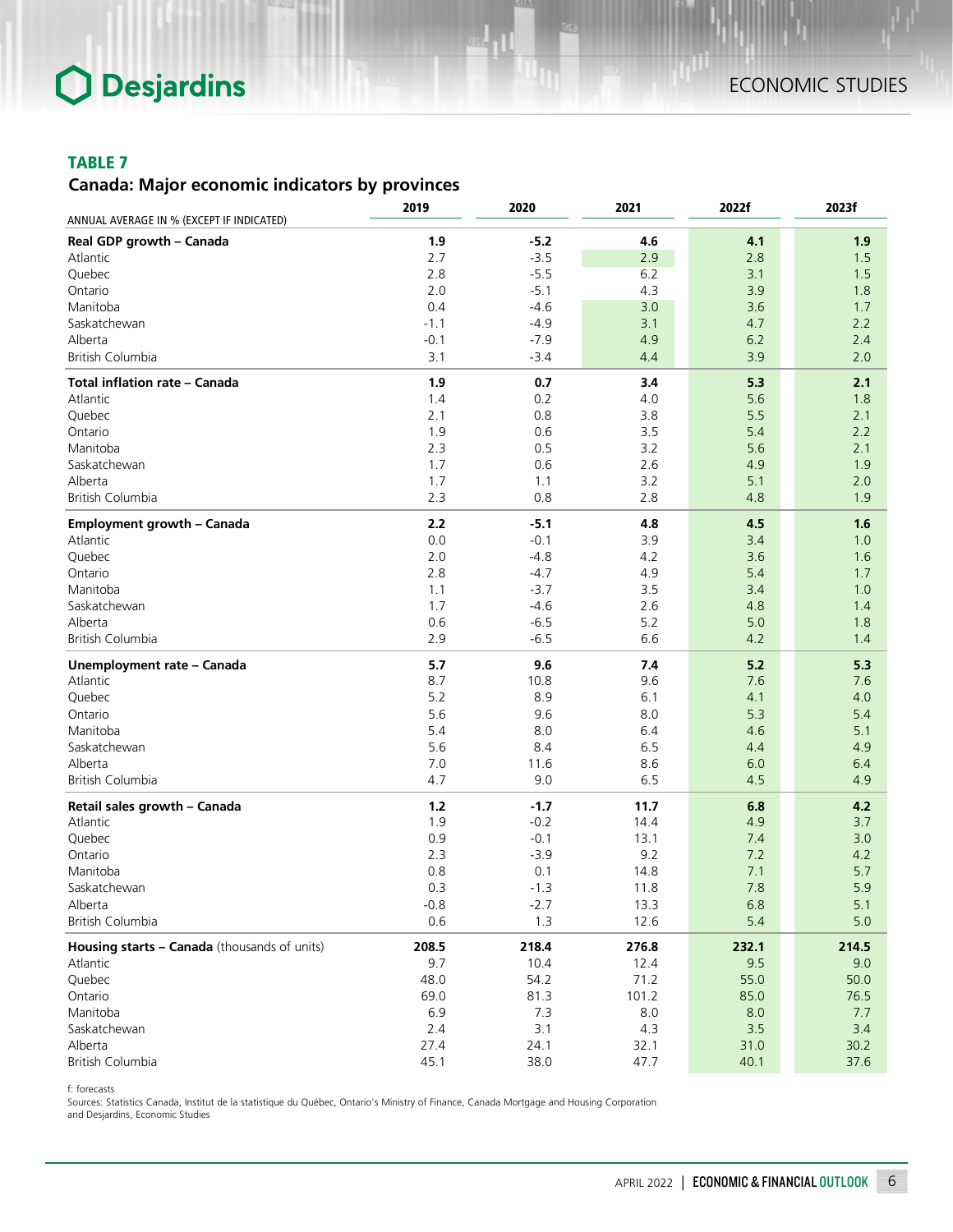**TABLE 7**

**Canada: Major economic indicators by provinces**

| ANNUAL AVERAGE IN % (EXCEPT IF INDICATED) | 2019 | 2020 | 2021 | 2022f | 2023f |
|---|---|---|---|---|---|
| **Real GDP growth – Canada** | **1.9** | **-5.2** | **4.6** | **4.1** | **1.9** |
| Atlantic | 2.7 | -3.5 | 2.9 | 2.8 | 1.5 |
| Quebec | 2.8 | -5.5 | 6.2 | 3.1 | 1.5 |
| Ontario | 2.0 | -5.1 | 4.3 | 3.9 | 1.8 |
| Manitoba | 0.4 | -4.6 | 3.0 | 3.6 | 1.7 |
| Saskatchewan | -1.1 | -4.9 | 3.1 | 4.7 | 2.2 |
| Alberta | -0.1 | -7.9 | 4.9 | 6.2 | 2.4 |
| British Columbia | 3.1 | -3.4 | 4.4 | 3.9 | 2.0 |
| **Total inflation rate – Canada** | **1.9** | **0.7** | **3.4** | **5.3** | **2.1** |
| Atlantic | 1.4 | 0.2 | 4.0 | 5.6 | 1.8 |
| Quebec | 2.1 | 0.8 | 3.8 | 5.5 | 2.1 |
| Ontario | 1.9 | 0.6 | 3.5 | 5.4 | 2.2 |
| Manitoba | 2.3 | 0.5 | 3.2 | 5.6 | 2.1 |
| Saskatchewan | 1.7 | 0.6 | 2.6 | 4.9 | 1.9 |
| Alberta | 1.7 | 1.1 | 3.2 | 5.1 | 2.0 |
| British Columbia | 2.3 | 0.8 | 2.8 | 4.8 | 1.9 |
| **Employment growth – Canada** | **2.2** | **-5.1** | **4.8** | **4.5** | **1.6** |
| Atlantic | 0.0 | -0.1 | 3.9 | 3.4 | 1.0 |
| Quebec | 2.0 | -4.8 | 4.2 | 3.6 | 1.6 |
| Ontario | 2.8 | -4.7 | 4.9 | 5.4 | 1.7 |
| Manitoba | 1.1 | -3.7 | 3.5 | 3.4 | 1.0 |
| Saskatchewan | 1.7 | -4.6 | 2.6 | 4.8 | 1.4 |
| Alberta | 0.6 | -6.5 | 5.2 | 5.0 | 1.8 |
| British Columbia | 2.9 | -6.5 | 6.6 | 4.2 | 1.4 |
| **Unemployment rate – Canada** | **5.7** | **9.6** | **7.4** | **5.2** | **5.3** |
| Atlantic | 8.7 | 10.8 | 9.6 | 7.6 | 7.6 |
| Quebec | 5.2 | 8.9 | 6.1 | 4.1 | 4.0 |
| Ontario | 5.6 | 9.6 | 8.0 | 5.3 | 5.4 |
| Manitoba | 5.4 | 8.0 | 6.4 | 4.6 | 5.1 |
| Saskatchewan | 5.6 | 8.4 | 6.5 | 4.4 | 4.9 |
| Alberta | 7.0 | 11.6 | 8.6 | 6.0 | 6.4 |
| British Columbia | 4.7 | 9.0 | 6.5 | 4.5 | 4.9 |
| **Retail sales growth – Canada** | **1.2** | **-1.7** | **11.7** | **6.8** | **4.2** |
| Atlantic | 1.9 | -0.2 | 14.4 | 4.9 | 3.7 |
| Quebec | 0.9 | -0.1 | 13.1 | 7.4 | 3.0 |
| Ontario | 2.3 | -3.9 | 9.2 | 7.2 | 4.2 |
| Manitoba | 0.8 | 0.1 | 14.8 | 7.1 | 5.7 |
| Saskatchewan | 0.3 | -1.3 | 11.8 | 7.8 | 5.9 |
| Alberta | -0.8 | -2.7 | 13.3 | 6.8 | 5.1 |
| British Columbia | 0.6 | 1.3 | 12.6 | 5.4 | 5.0 |
| **Housing starts – Canada** (thousands of units) | **208.5** | **218.4** | **276.8** | **232.1** | **214.5** |
| Atlantic | 9.7 | 10.4 | 12.4 | 9.5 | 9.0 |
| Quebec | 48.0 | 54.2 | 71.2 | 55.0 | 50.0 |
| Ontario | 69.0 | 81.3 | 101.2 | 85.0 | 76.5 |
| Manitoba | 6.9 | 7.3 | 8.0 | 8.0 | 7.7 |
| Saskatchewan | 2.4 | 3.1 | 4.3 | 3.5 | 3.4 |
| Alberta | 27.4 | 24.1 | 32.1 | 31.0 | 30.2 |
| British Columbia | 45.1 | 38.0 | 47.7 | 40.1 | 37.6 |

f: forecasts
Sources: Statistics Canada, Institut de la statistique du Québec, Ontario's Ministry of Finance, Canada Mortgage and Housing Corporation and Desjardins, Economic Studies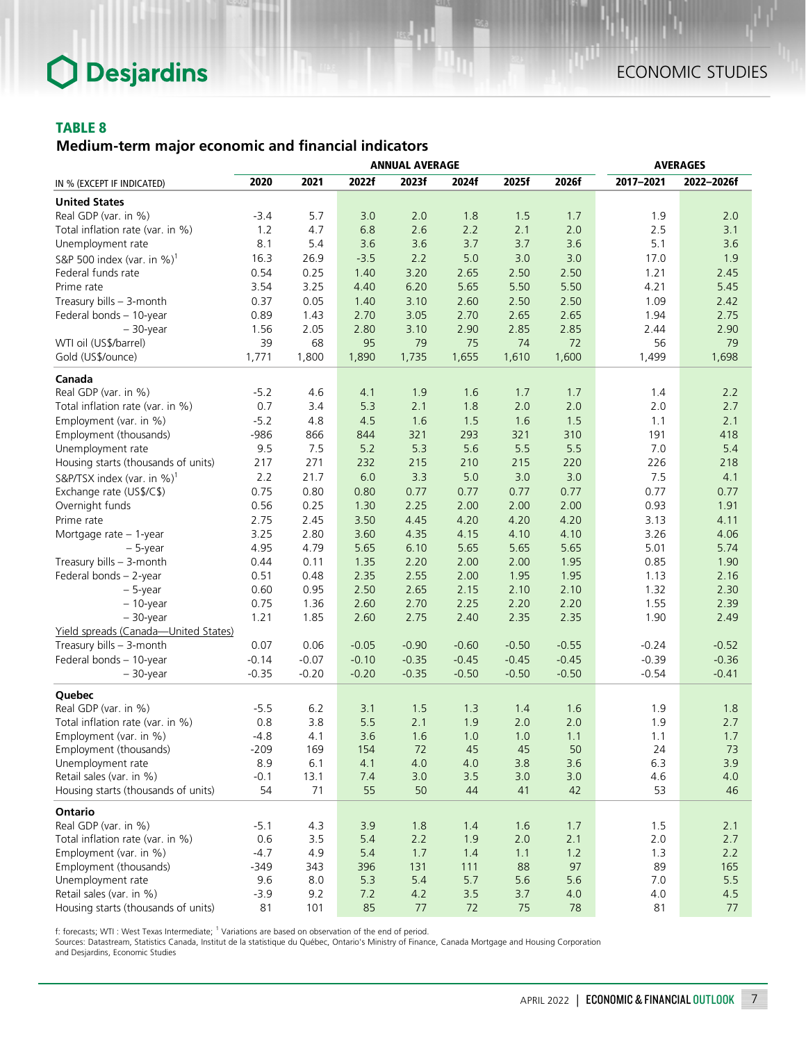**TABLE 8**

**Medium-term major economic and financial indicators**

| IN % (EXCEPT IF INDICATED) | ANNUAL AVERAGE | | | | | | | AVERAGES | |
|---|---|---|---|---|---|---|---|---|---|
| | 2020 | 2021 | 2022f | 2023f | 2024f | 2025f | 2026f | 2017–2021 | 2022–2026f |
| **United States** | | | | | | | | | |
| Real GDP (var. in %) | -3.4 | 5.7 | 3.0 | 2.0 | 1.8 | 1.5 | 1.7 | 1.9 | 2.0 |
| Total inflation rate (var. in %) | 1.2 | 4.7 | 6.8 | 2.6 | 2.2 | 2.1 | 2.0 | 2.5 | 3.1 |
| Unemployment rate | 8.1 | 5.4 | 3.6 | 3.6 | 3.7 | 3.7 | 3.6 | 5.1 | 3.6 |
| S&P 500 index (var. in %)[1] | 16.3 | 26.9 | -3.5 | 2.2 | 5.0 | 3.0 | 3.0 | 17.0 | 1.9 |
| Federal funds rate | 0.54 | 0.25 | 1.40 | 3.20 | 2.65 | 2.50 | 2.50 | 1.21 | 2.45 |
| Prime rate | 3.54 | 3.25 | 4.40 | 6.20 | 5.65 | 5.50 | 5.50 | 4.21 | 5.45 |
| Treasury bills – 3-month | 0.37 | 0.05 | 1.40 | 3.10 | 2.60 | 2.50 | 2.50 | 1.09 | 2.42 |
| Federal bonds – 10-year | 0.89 | 1.43 | 2.70 | 3.05 | 2.70 | 2.65 | 2.65 | 1.94 | 2.75 |
| – 30-year | 1.56 | 2.05 | 2.80 | 3.10 | 2.90 | 2.85 | 2.85 | 2.44 | 2.90 |
| WTI oil (US$/barrel) | 39 | 68 | 95 | 79 | 75 | 74 | 72 | 56 | 79 |
| Gold (US$/ounce) | 1,771 | 1,800 | 1,890 | 1,735 | 1,655 | 1,610 | 1,600 | 1,499 | 1,698 |
| **Canada** | | | | | | | | | |
| Real GDP (var. in %) | -5.2 | 4.6 | 4.1 | 1.9 | 1.6 | 1.7 | 1.7 | 1.4 | 2.2 |
| Total inflation rate (var. in %) | 0.7 | 3.4 | 5.3 | 2.1 | 1.8 | 2.0 | 2.0 | 2.0 | 2.7 |
| Employment (var. in %) | -5.2 | 4.8 | 4.5 | 1.6 | 1.5 | 1.6 | 1.5 | 1.1 | 2.1 |
| Employment (thousands) | -986 | 866 | 844 | 321 | 293 | 321 | 310 | 191 | 418 |
| Unemployment rate | 9.5 | 7.5 | 5.2 | 5.3 | 5.6 | 5.5 | 5.5 | 7.0 | 5.4 |
| Housing starts (thousands of units) | 217 | 271 | 232 | 215 | 210 | 215 | 220 | 226 | 218 |
| S&P/TSX index (var. in %)[1] | 2.2 | 21.7 | 6.0 | 3.3 | 5.0 | 3.0 | 3.0 | 7.5 | 4.1 |
| Exchange rate (US$/C$) | 0.75 | 0.80 | 0.80 | 0.77 | 0.77 | 0.77 | 0.77 | 0.77 | 0.77 |
| Overnight funds | 0.56 | 0.25 | 1.30 | 2.25 | 2.00 | 2.00 | 2.00 | 0.93 | 1.91 |
| Prime rate | 2.75 | 2.45 | 3.50 | 4.45 | 4.20 | 4.20 | 4.20 | 3.13 | 4.11 |
| Mortgage rate – 1-year | 3.25 | 2.80 | 3.60 | 4.35 | 4.15 | 4.10 | 4.10 | 3.26 | 4.06 |
| – 5-year | 4.95 | 4.79 | 5.65 | 6.10 | 5.65 | 5.65 | 5.65 | 5.01 | 5.74 |
| Treasury bills – 3-month | 0.44 | 0.11 | 1.35 | 2.20 | 2.00 | 2.00 | 1.95 | 0.85 | 1.90 |
| Federal bonds – 2-year | 0.51 | 0.48 | 2.35 | 2.55 | 2.00 | 1.95 | 1.95 | 1.13 | 2.16 |
| – 5-year | 0.60 | 0.95 | 2.50 | 2.65 | 2.15 | 2.10 | 2.10 | 1.32 | 2.30 |
| – 10-year | 0.75 | 1.36 | 2.60 | 2.70 | 2.25 | 2.20 | 2.20 | 1.55 | 2.39 |
| – 30-year | 1.21 | 1.85 | 2.60 | 2.75 | 2.40 | 2.35 | 2.35 | 1.90 | 2.49 |
| Yield spreads (Canada—United States) | | | | | | | | | |
| Treasury bills – 3-month | 0.07 | 0.06 | -0.05 | -0.90 | -0.60 | -0.50 | -0.55 | -0.24 | -0.52 |
| Federal bonds – 10-year | -0.14 | -0.07 | -0.10 | -0.35 | -0.45 | -0.45 | -0.45 | -0.39 | -0.36 |
| – 30-year | -0.35 | -0.20 | -0.20 | -0.35 | -0.50 | -0.50 | -0.50 | -0.54 | -0.41 |
| **Quebec** | | | | | | | | | |
| Real GDP (var. in %) | -5.5 | 6.2 | 3.1 | 1.5 | 1.3 | 1.4 | 1.6 | 1.9 | 1.8 |
| Total inflation rate (var. in %) | 0.8 | 3.8 | 5.5 | 2.1 | 1.9 | 2.0 | 2.0 | 1.9 | 2.7 |
| Employment (var. in %) | -4.8 | 4.1 | 3.6 | 1.6 | 1.0 | 1.0 | 1.1 | 1.1 | 1.7 |
| Employment (thousands) | -209 | 169 | 154 | 72 | 45 | 45 | 50 | 24 | 73 |
| Unemployment rate | 8.9 | 6.1 | 4.1 | 4.0 | 4.0 | 3.8 | 3.6 | 6.3 | 3.9 |
| Retail sales (var. in %) | -0.1 | 13.1 | 7.4 | 3.0 | 3.5 | 3.0 | 3.0 | 4.6 | 4.0 |
| Housing starts (thousands of units) | 54 | 71 | 55 | 50 | 44 | 41 | 42 | 53 | 46 |
| **Ontario** | | | | | | | | | |
| Real GDP (var. in %) | -5.1 | 4.3 | 3.9 | 1.8 | 1.4 | 1.6 | 1.7 | 1.5 | 2.1 |
| Total inflation rate (var. in %) | 0.6 | 3.5 | 5.4 | 2.2 | 1.9 | 2.0 | 2.1 | 2.0 | 2.7 |
| Employment (var. in %) | -4.7 | 4.9 | 5.4 | 1.7 | 1.4 | 1.1 | 1.2 | 1.3 | 2.2 |
| Employment (thousands) | -349 | 343 | 396 | 131 | 111 | 88 | 97 | 89 | 165 |
| Unemployment rate | 9.6 | 8.0 | 5.3 | 5.4 | 5.7 | 5.6 | 5.6 | 7.0 | 5.5 |
| Retail sales (var. in %) | -3.9 | 9.2 | 7.2 | 4.2 | 3.5 | 3.7 | 4.0 | 4.0 | 4.5 |
| Housing starts (thousands of units) | 81 | 101 | 85 | 77 | 72 | 75 | 78 | 81 | 77 |

f: forecasts; WTI : West Texas Intermediate; [1] Variations are based on observation of the end of period.
Sources: Datastream, Statistics Canada, Institut de la statistique du Québec, Ontario's Ministry of Finance, Canada Mortgage and Housing Corporation and Desjardins, Economic Studies